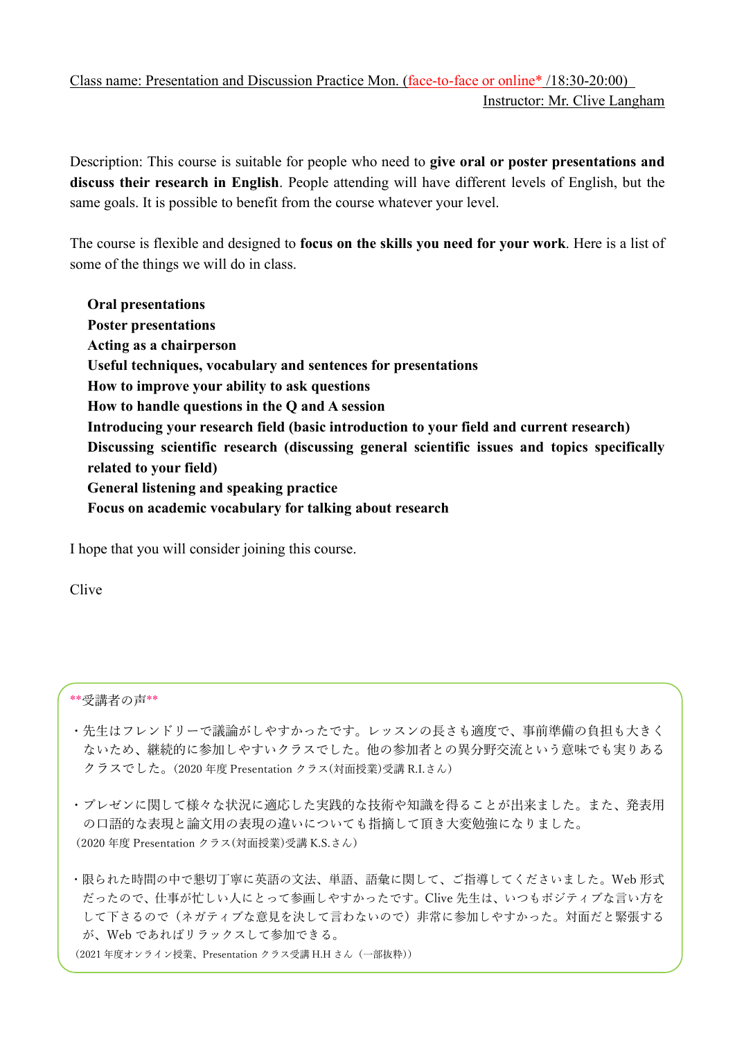Class name: Presentation and Discussion Practice Mon. (face-to-face or online* /18:30-20:00)

Instructor: Mr. Clive Langham

Description: This course is suitable for people who need to **give oral or poster presentations and discuss their research in English**. People attending will have different levels of English, but the same goals. It is possible to benefit from the course whatever your level.

The course is flexible and designed to **focus on the skills you need for your work**. Here is a list of some of the things we will do in class.

**Oral presentations**
**Poster presentations**
**Acting as a chairperson**
**Useful techniques, vocabulary and sentences for presentations**
**How to improve your ability to ask questions**
**How to handle questions in the Q and A session**
**Introducing your research field (basic introduction to your field and current research)**
**Discussing scientific research (discussing general scientific issues and topics specifically related to your field)**
**General listening and speaking practice**
**Focus on academic vocabulary for talking about research**

I hope that you will consider joining this course.

Clive

**受講者の声**

・先生はフレンドリーで議論がしやすかったです。レッスンの長さも適度で、事前準備の負担も大きくないため、継続的に参加しやすいクラスでした。他の参加者との異分野交流という意味でも実りあるクラスでした。(2020 年度 Presentation クラス(対面授業)受講 R.I.さん)

・プレゼンに関して様々な状況に適応した実践的な技術や知識を得ることが出来ました。また、発表用の口語的な表現と論文用の表現の違いについても指摘して頂き大変勉強になりました。
(2020 年度 Presentation クラス(対面授業)受講 K.S.さん)

・限られた時間の中で懇切丁寧に英語の文法、単語、語彙に関して、ご指導してくださいました。Web 形式だったので、仕事が忙しい人にとって参画しやすかったです。Clive 先生は、いつもポジティブな言い方をして下さるので（ネガティブな意見を決して言わないので）非常に参加しやすかった。対面だと緊張するが、Web であればリラックスして参加できる。
(2021 年度オンライン授業、Presentation クラス受講 H.H さん（一部抜粋）)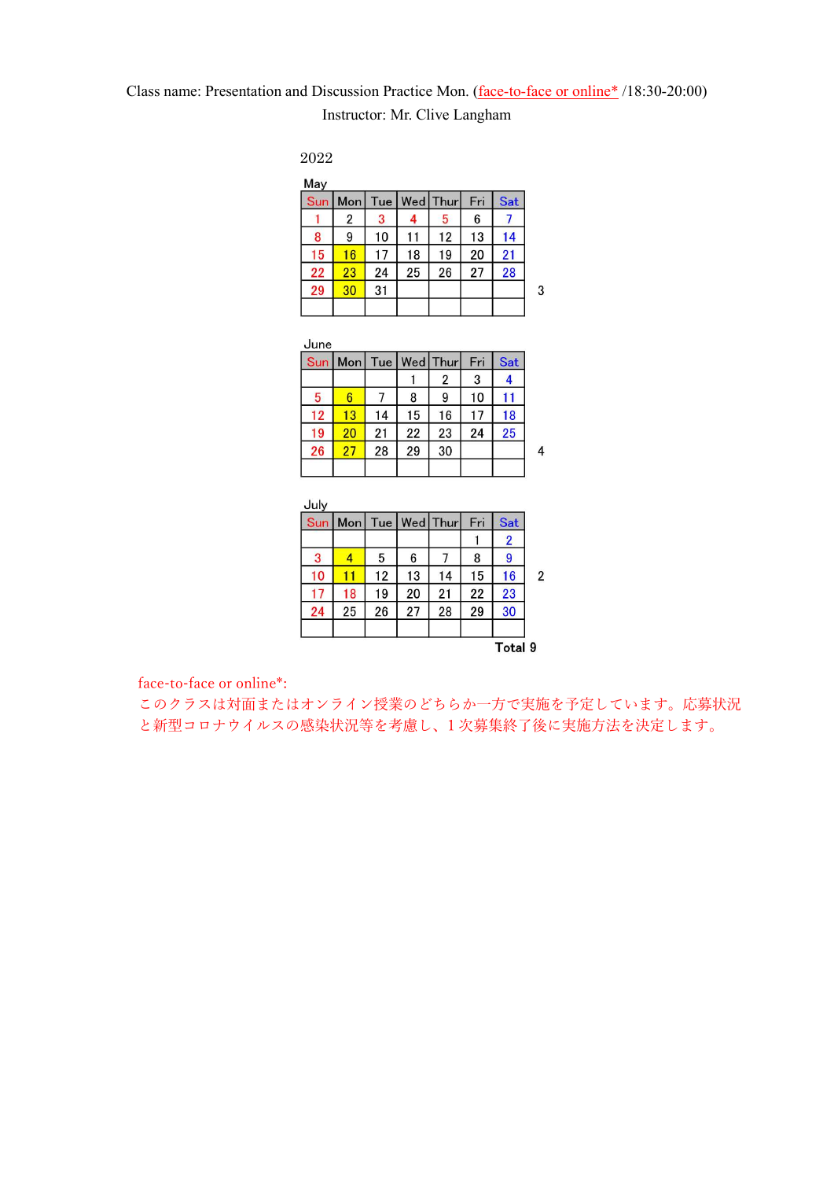Class name: Presentation and Discussion Practice Mon. (face-to-face or online* /18:30-20:00)

Instructor: Mr. Clive Langham

2022

May

| Sun | Mon | Tue | Wed | Thur | Fri | Sat | |
|---|---|---|---|---|---|---|---|
| 1 | 2 | 3 | 4 | 5 | 6 | 7 | |
| 8 | 9 | 10 | 11 | 12 | 13 | 14 | |
| 15 | 16 | 17 | 18 | 19 | 20 | 21 | |
| 22 | 23 | 24 | 25 | 26 | 27 | 28 | |
| 29 | 30 | 31 | | | | | 3 |
| | | | | | | | |

June

| Sun | Mon | Tue | Wed | Thur | Fri | Sat | |
|---|---|---|---|---|---|---|---|
| | | | 1 | 2 | 3 | 4 | |
| 5 | 6 | 7 | 8 | 9 | 10 | 11 | |
| 12 | 13 | 14 | 15 | 16 | 17 | 18 | |
| 19 | 20 | 21 | 22 | 23 | 24 | 25 | |
| 26 | 27 | 28 | 29 | 30 | | | 4 |
| | | | | | | | |

July

| Sun | Mon | Tue | Wed | Thur | Fri | Sat | |
|---|---|---|---|---|---|---|---|
| | | | | | 1 | 2 | |
| 3 | 4 | 5 | 6 | 7 | 8 | 9 | |
| 10 | 11 | 12 | 13 | 14 | 15 | 16 | 2 |
| 17 | 18 | 19 | 20 | 21 | 22 | 23 | |
| 24 | 25 | 26 | 27 | 28 | 29 | 30 | |
| | | | | | | | |

**Total 9**

face-to-face or online*:
このクラスは対面またはオンライン授業のどちらか一方で実施を予定しています。応募状況と新型コロナウイルスの感染状況等を考慮し、１次募集終了後に実施方法を決定します。